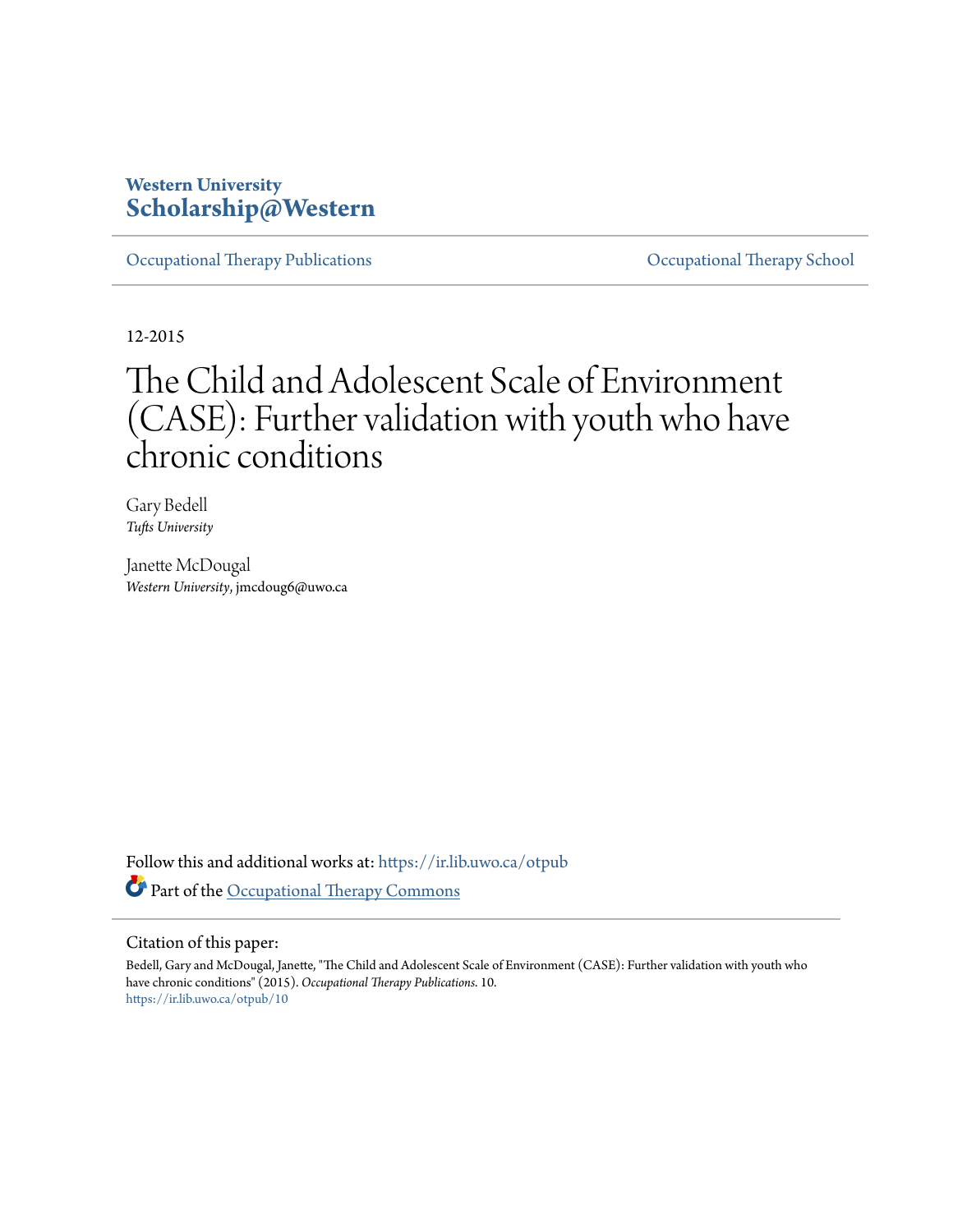Western University
**Scholarship@Western**

Occupational Therapy Publications | Occupational Therapy School

12-2015

# The Child and Adolescent Scale of Environment (CASE): Further validation with youth who have chronic conditions

Gary Bedell
*Tufts University*

Janette McDougal
*Western University*, jmcdoug6@uwo.ca

Follow this and additional works at: https://ir.lib.uwo.ca/otpub

Part of the Occupational Therapy Commons

Citation of this paper:

Bedell, Gary and McDougal, Janette, "The Child and Adolescent Scale of Environment (CASE): Further validation with youth who have chronic conditions" (2015). *Occupational Therapy Publications*. 10.
https://ir.lib.uwo.ca/otpub/10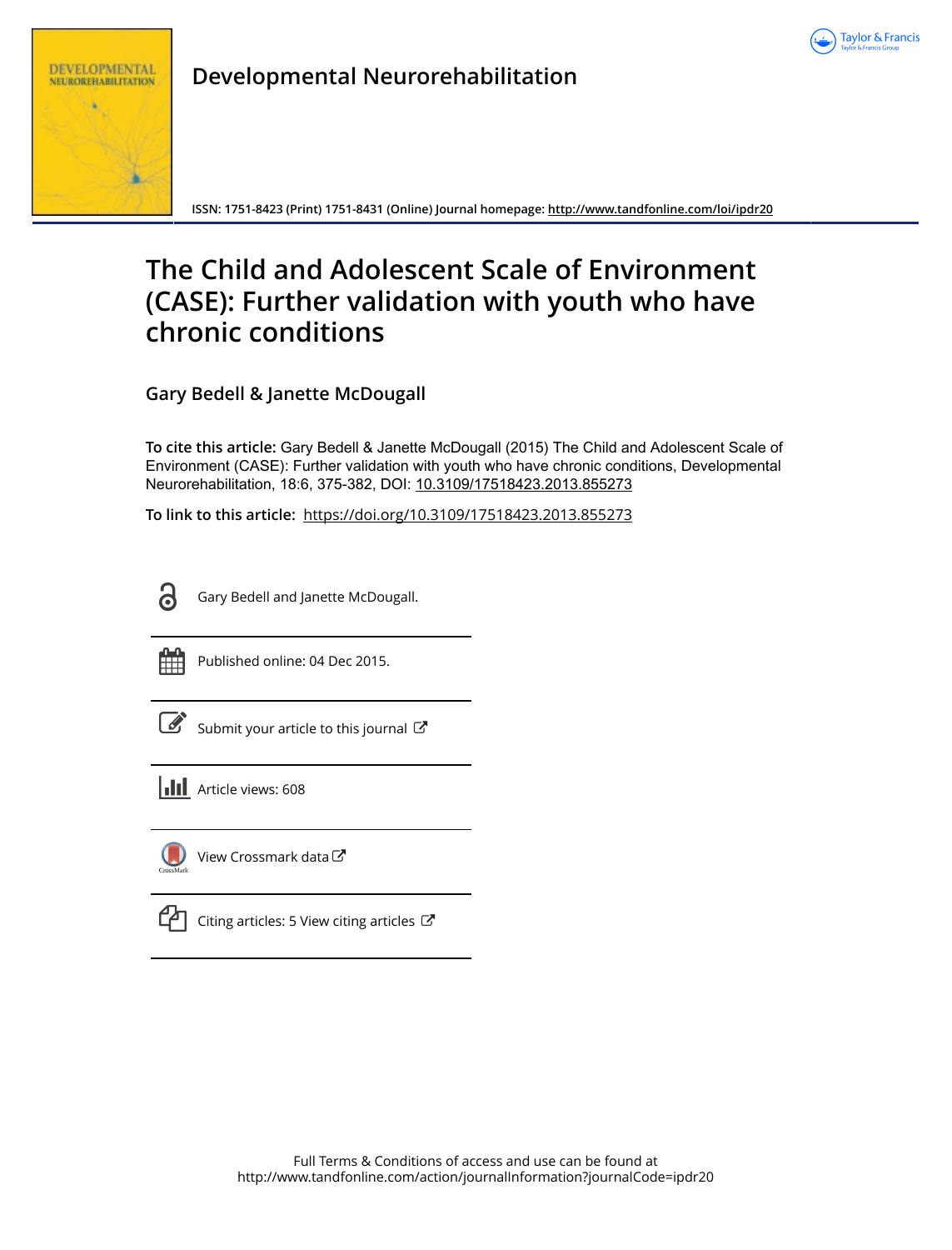# Developmental Neurorehabilitation

ISSN: 1751-8423 (Print) 1751-8431 (Online) Journal homepage: http://www.tandfonline.com/loi/ipdr20

# The Child and Adolescent Scale of Environment (CASE): Further validation with youth who have chronic conditions

**Gary Bedell & Janette McDougall**

**To cite this article:** Gary Bedell & Janette McDougall (2015) The Child and Adolescent Scale of Environment (CASE): Further validation with youth who have chronic conditions, Developmental Neurorehabilitation, 18:6, 375-382, DOI: 10.3109/17518423.2013.855273

**To link to this article:** https://doi.org/10.3109/17518423.2013.855273

Gary Bedell and Janette McDougall.

Published online: 04 Dec 2015.

Submit your article to this journal

Article views: 608

View Crossmark data

Citing articles: 5 View citing articles

Full Terms & Conditions of access and use can be found at http://www.tandfonline.com/action/journalInformation?journalCode=ipdr20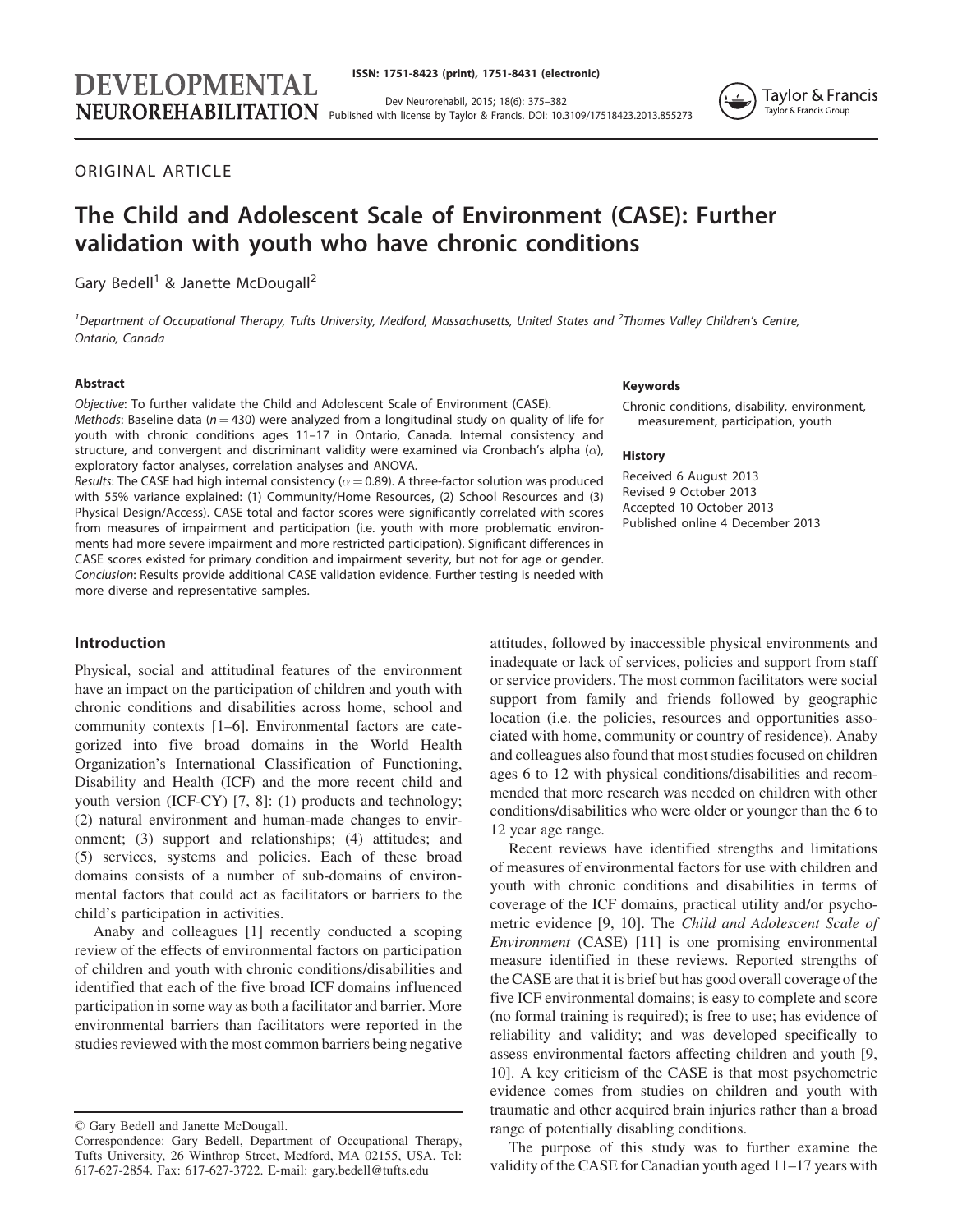## The Child and Adolescent Scale of Environment (CASE): Further validation with youth who have chronic conditions

Gary Bedell[1] & Janette McDougall[2]

[1]Department of Occupational Therapy, Tufts University, Medford, Massachusetts, United States and [2]Thames Valley Children's Centre, Ontario, Canada

### Abstract

*Objective*: To further validate the Child and Adolescent Scale of Environment (CASE).
*Methods*: Baseline data ($n = 430$) were analyzed from a longitudinal study on quality of life for youth with chronic conditions ages 11–17 in Ontario, Canada. Internal consistency and structure, and convergent and discriminant validity were examined via Cronbach's alpha ($\alpha$), exploratory factor analyses, correlation analyses and ANOVA.
*Results*: The CASE had high internal consistency ($\alpha = 0.89$). A three-factor solution was produced with 55% variance explained: (1) Community/Home Resources, (2) School Resources and (3) Physical Design/Access). CASE total and factor scores were significantly correlated with scores from measures of impairment and participation (i.e. youth with more problematic environments had more severe impairment and more restricted participation). Significant differences in CASE scores existed for primary condition and impairment severity, but not for age or gender.
*Conclusion*: Results provide additional CASE validation evidence. Further testing is needed with more diverse and representative samples.

### Keywords

Chronic conditions, disability, environment, measurement, participation, youth

### History

Received 6 August 2013
Revised 9 October 2013
Accepted 10 October 2013
Published online 4 December 2013

## Introduction

Physical, social and attitudinal features of the environment have an impact on the participation of children and youth with chronic conditions and disabilities across home, school and community contexts [1–6]. Environmental factors are categorized into five broad domains in the World Health Organization's International Classification of Functioning, Disability and Health (ICF) and the more recent child and youth version (ICF-CY) [7, 8]: (1) products and technology; (2) natural environment and human-made changes to environment; (3) support and relationships; (4) attitudes; and (5) services, systems and policies. Each of these broad domains consists of a number of sub-domains of environmental factors that could act as facilitators or barriers to the child's participation in activities.

Anaby and colleagues [1] recently conducted a scoping review of the effects of environmental factors on participation of children and youth with chronic conditions/disabilities and identified that each of the five broad ICF domains influenced participation in some way as both a facilitator and barrier. More environmental barriers than facilitators were reported in the studies reviewed with the most common barriers being negative attitudes, followed by inaccessible physical environments and inadequate or lack of services, policies and support from staff or service providers. The most common facilitators were social support from family and friends followed by geographic location (i.e. the policies, resources and opportunities associated with home, community or country of residence). Anaby and colleagues also found that most studies focused on children ages 6 to 12 with physical conditions/disabilities and recommended that more research was needed on children with other conditions/disabilities who were older or younger than the 6 to 12 year age range.

Recent reviews have identified strengths and limitations of measures of environmental factors for use with children and youth with chronic conditions and disabilities in terms of coverage of the ICF domains, practical utility and/or psychometric evidence [9, 10]. The *Child and Adolescent Scale of Environment* (CASE) [11] is one promising environmental measure identified in these reviews. Reported strengths of the CASE are that it is brief but has good overall coverage of the five ICF environmental domains; is easy to complete and score (no formal training is required); is free to use; has evidence of reliability and validity; and was developed specifically to assess environmental factors affecting children and youth [9, 10]. A key criticism of the CASE is that most psychometric evidence comes from studies on children and youth with traumatic and other acquired brain injuries rather than a broad range of potentially disabling conditions.

The purpose of this study was to further examine the validity of the CASE for Canadian youth aged 11–17 years with

© Gary Bedell and Janette McDougall.
Correspondence: Gary Bedell, Department of Occupational Therapy, Tufts University, 26 Winthrop Street, Medford, MA 02155, USA. Tel: 617-627-2854. Fax: 617-627-3722. E-mail: gary.bedell@tufts.edu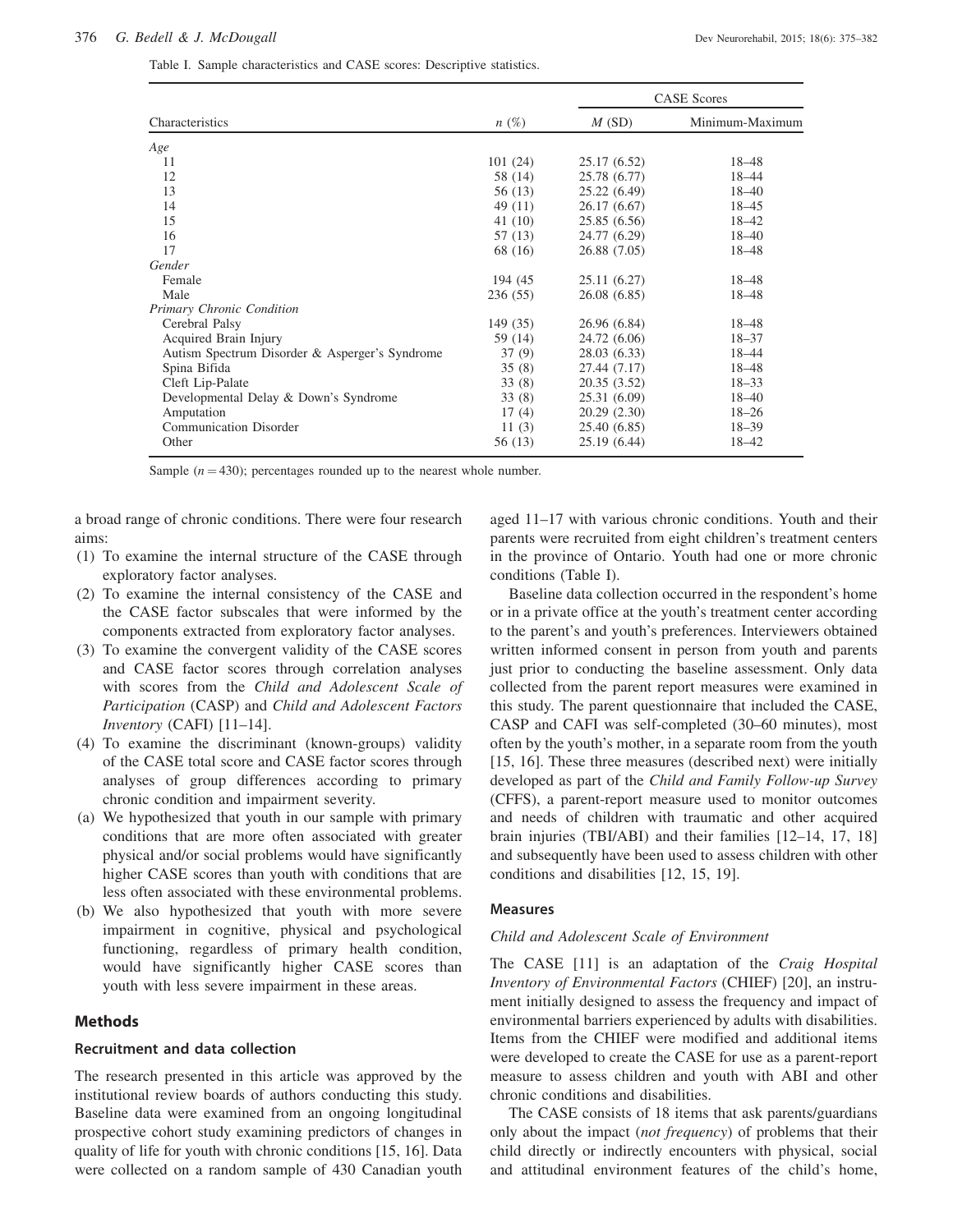Table I. Sample characteristics and CASE scores: Descriptive statistics.

| Characteristics | n (%) | CASE Scores | |
|---|---|---|---|
| | | M (SD) | Minimum-Maximum |
| *Age* | | | |
| 11 | 101 (24) | 25.17 (6.52) | 18–48 |
| 12 | 58 (14) | 25.78 (6.77) | 18–44 |
| 13 | 56 (13) | 25.22 (6.49) | 18–40 |
| 14 | 49 (11) | 26.17 (6.67) | 18–45 |
| 15 | 41 (10) | 25.85 (6.56) | 18–42 |
| 16 | 57 (13) | 24.77 (6.29) | 18–40 |
| 17 | 68 (16) | 26.88 (7.05) | 18–48 |
| *Gender* | | | |
| Female | 194 (45 | 25.11 (6.27) | 18–48 |
| Male | 236 (55) | 26.08 (6.85) | 18–48 |
| *Primary Chronic Condition* | | | |
| Cerebral Palsy | 149 (35) | 26.96 (6.84) | 18–48 |
| Acquired Brain Injury | 59 (14) | 24.72 (6.06) | 18–37 |
| Autism Spectrum Disorder & Asperger's Syndrome | 37 (9) | 28.03 (6.33) | 18–44 |
| Spina Bifida | 35 (8) | 27.44 (7.17) | 18–48 |
| Cleft Lip-Palate | 33 (8) | 20.35 (3.52) | 18–33 |
| Developmental Delay & Down's Syndrome | 33 (8) | 25.31 (6.09) | 18–40 |
| Amputation | 17 (4) | 20.29 (2.30) | 18–26 |
| Communication Disorder | 11 (3) | 25.40 (6.85) | 18–39 |
| Other | 56 (13) | 25.19 (6.44) | 18–42 |

Sample ($n = 430$); percentages rounded up to the nearest whole number.

a broad range of chronic conditions. There were four research aims:

(1) To examine the internal structure of the CASE through exploratory factor analyses.
(2) To examine the internal consistency of the CASE and the CASE factor subscales that were informed by the components extracted from exploratory factor analyses.
(3) To examine the convergent validity of the CASE scores and CASE factor scores through correlation analyses with scores from the *Child and Adolescent Scale of Participation* (CASP) and *Child and Adolescent Factors Inventory* (CAFI) [11–14].
(4) To examine the discriminant (known-groups) validity of the CASE total score and CASE factor scores through analyses of group differences according to primary chronic condition and impairment severity.

(a) We hypothesized that youth in our sample with primary conditions that are more often associated with greater physical and/or social problems would have significantly higher CASE scores than youth with conditions that are less often associated with these environmental problems.
(b) We also hypothesized that youth with more severe impairment in cognitive, physical and psychological functioning, regardless of primary health condition, would have significantly higher CASE scores than youth with less severe impairment in these areas.

## Methods

### Recruitment and data collection

The research presented in this article was approved by the institutional review boards of authors conducting this study. Baseline data were examined from an ongoing longitudinal prospective cohort study examining predictors of changes in quality of life for youth with chronic conditions [15, 16]. Data were collected on a random sample of 430 Canadian youth aged 11–17 with various chronic conditions. Youth and their parents were recruited from eight children's treatment centers in the province of Ontario. Youth had one or more chronic conditions (Table I).

Baseline data collection occurred in the respondent's home or in a private office at the youth's treatment center according to the parent's and youth's preferences. Interviewers obtained written informed consent in person from youth and parents just prior to conducting the baseline assessment. Only data collected from the parent report measures were examined in this study. The parent questionnaire that included the CASE, CASP and CAFI was self-completed (30–60 minutes), most often by the youth's mother, in a separate room from the youth [15, 16]. These three measures (described next) were initially developed as part of the *Child and Family Follow-up Survey* (CFFS), a parent-report measure used to monitor outcomes and needs of children with traumatic and other acquired brain injuries (TBI/ABI) and their families [12–14, 17, 18] and subsequently have been used to assess children with other conditions and disabilities [12, 15, 19].

### Measures

#### *Child and Adolescent Scale of Environment*

The CASE [11] is an adaptation of the *Craig Hospital Inventory of Environmental Factors* (CHIEF) [20], an instrument initially designed to assess the frequency and impact of environmental barriers experienced by adults with disabilities. Items from the CHIEF were modified and additional items were developed to create the CASE for use as a parent-report measure to assess children and youth with ABI and other chronic conditions and disabilities.

The CASE consists of 18 items that ask parents/guardians only about the impact (*not frequency*) of problems that their child directly or indirectly encounters with physical, social and attitudinal environment features of the child's home,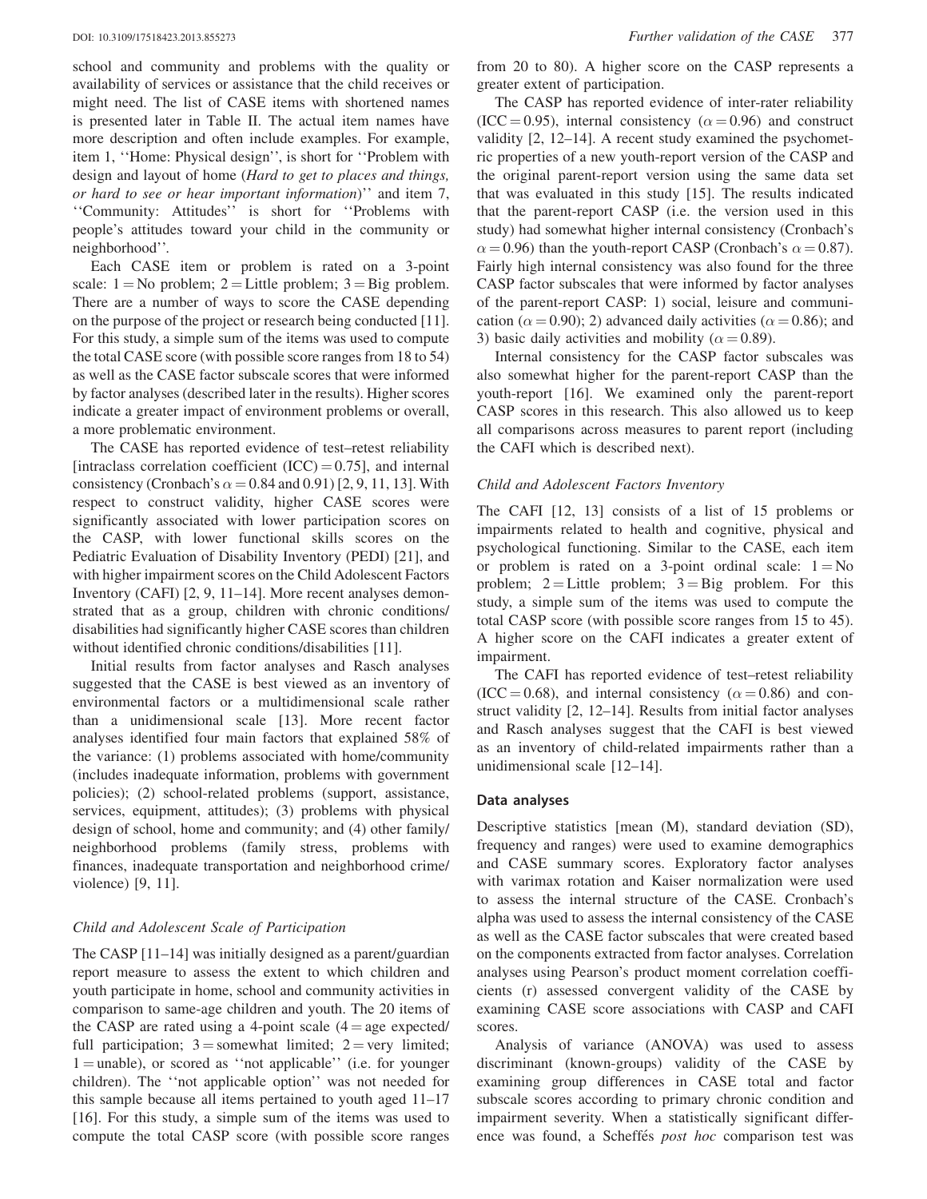school and community and problems with the quality or availability of services or assistance that the child receives or might need. The list of CASE items with shortened names is presented later in Table II. The actual item names have more description and often include examples. For example, item 1, ''Home: Physical design'', is short for ''Problem with design and layout of home (*Hard to get to places and things, or hard to see or hear important information*)'' and item 7, ''Community: Attitudes'' is short for ''Problems with people's attitudes toward your child in the community or neighborhood''.

Each CASE item or problem is rated on a 3-point scale: 1 = No problem; 2 = Little problem; 3 = Big problem. There are a number of ways to score the CASE depending on the purpose of the project or research being conducted [11]. For this study, a simple sum of the items was used to compute the total CASE score (with possible score ranges from 18 to 54) as well as the CASE factor subscale scores that were informed by factor analyses (described later in the results). Higher scores indicate a greater impact of environment problems or overall, a more problematic environment.

The CASE has reported evidence of test–retest reliability [intraclass correlation coefficient (ICC) = 0.75], and internal consistency (Cronbach's $\alpha = 0.84$ and 0.91) [2, 9, 11, 13]. With respect to construct validity, higher CASE scores were significantly associated with lower participation scores on the CASP, with lower functional skills scores on the Pediatric Evaluation of Disability Inventory (PEDI) [21], and with higher impairment scores on the Child Adolescent Factors Inventory (CAFI) [2, 9, 11–14]. More recent analyses demonstrated that as a group, children with chronic conditions/disabilities had significantly higher CASE scores than children without identified chronic conditions/disabilities [11].

Initial results from factor analyses and Rasch analyses suggested that the CASE is best viewed as an inventory of environmental factors or a multidimensional scale rather than a unidimensional scale [13]. More recent factor analyses identified four main factors that explained 58% of the variance: (1) problems associated with home/community (includes inadequate information, problems with government policies); (2) school-related problems (support, assistance, services, equipment, attitudes); (3) problems with physical design of school, home and community; and (4) other family/neighborhood problems (family stress, problems with finances, inadequate transportation and neighborhood crime/violence) [9, 11].

### *Child and Adolescent Scale of Participation*

The CASP [11–14] was initially designed as a parent/guardian report measure to assess the extent to which children and youth participate in home, school and community activities in comparison to same-age children and youth. The 20 items of the CASP are rated using a 4-point scale (4 = age expected/full participation; 3 = somewhat limited; 2 = very limited; 1 = unable), or scored as ''not applicable'' (i.e. for younger children). The ''not applicable option'' was not needed for this sample because all items pertained to youth aged 11–17 [16]. For this study, a simple sum of the items was used to compute the total CASP score (with possible score ranges from 20 to 80). A higher score on the CASP represents a greater extent of participation.

The CASP has reported evidence of inter-rater reliability (ICC = 0.95), internal consistency ($\alpha = 0.96$) and construct validity [2, 12–14]. A recent study examined the psychometric properties of a new youth-report version of the CASP and the original parent-report version using the same data set that was evaluated in this study [15]. The results indicated that the parent-report CASP (i.e. the version used in this study) had somewhat higher internal consistency (Cronbach's $\alpha = 0.96$) than the youth-report CASP (Cronbach's $\alpha = 0.87$). Fairly high internal consistency was also found for the three CASP factor subscales that were informed by factor analyses of the parent-report CASP: 1) social, leisure and communication ($\alpha = 0.90$); 2) advanced daily activities ($\alpha = 0.86$); and 3) basic daily activities and mobility ($\alpha = 0.89$).

Internal consistency for the CASP factor subscales was also somewhat higher for the parent-report CASP than the youth-report [16]. We examined only the parent-report CASP scores in this research. This also allowed us to keep all comparisons across measures to parent report (including the CAFI which is described next).

### *Child and Adolescent Factors Inventory*

The CAFI [12, 13] consists of a list of 15 problems or impairments related to health and cognitive, physical and psychological functioning. Similar to the CASE, each item or problem is rated on a 3-point ordinal scale: 1 = No problem; 2 = Little problem; 3 = Big problem. For this study, a simple sum of the items was used to compute the total CASP score (with possible score ranges from 15 to 45). A higher score on the CAFI indicates a greater extent of impairment.

The CAFI has reported evidence of test–retest reliability (ICC = 0.68), and internal consistency ($\alpha = 0.86$) and construct validity [2, 12–14]. Results from initial factor analyses and Rasch analyses suggest that the CAFI is best viewed as an inventory of child-related impairments rather than a unidimensional scale [12–14].

## Data analyses

Descriptive statistics [mean (M), standard deviation (SD), frequency and ranges) were used to examine demographics and CASE summary scores. Exploratory factor analyses with varimax rotation and Kaiser normalization were used to assess the internal structure of the CASE. Cronbach's alpha was used to assess the internal consistency of the CASE as well as the CASE factor subscales that were created based on the components extracted from factor analyses. Correlation analyses using Pearson's product moment correlation coefficients (r) assessed convergent validity of the CASE by examining CASE score associations with CASP and CAFI scores.

Analysis of variance (ANOVA) was used to assess discriminant (known-groups) validity of the CASE by examining group differences in CASE total and factor subscale scores according to primary chronic condition and impairment severity. When a statistically significant difference was found, a Scheffés *post hoc* comparison test was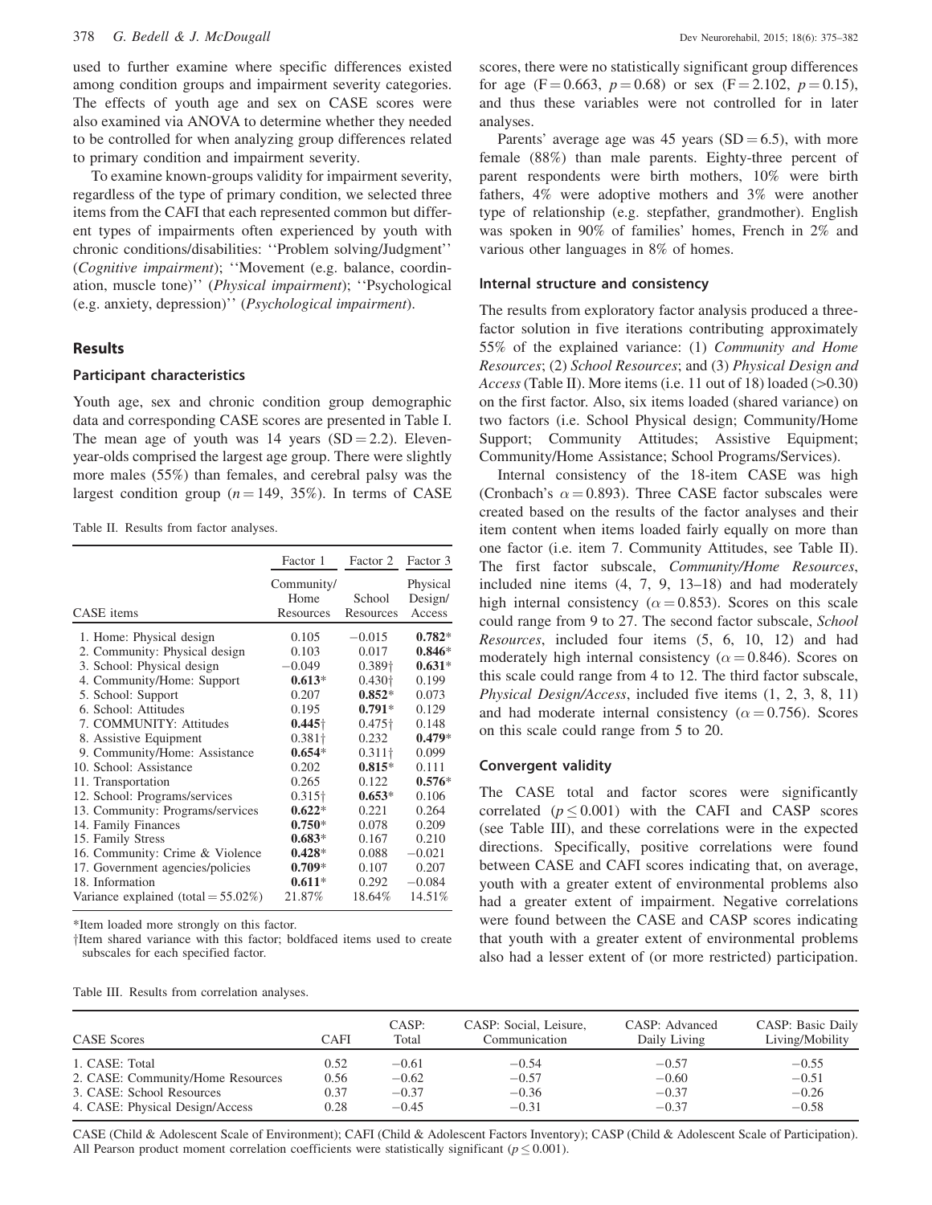used to further examine where specific differences existed among condition groups and impairment severity categories. The effects of youth age and sex on CASE scores were also examined via ANOVA to determine whether they needed to be controlled for when analyzing group differences related to primary condition and impairment severity.

To examine known-groups validity for impairment severity, regardless of the type of primary condition, we selected three items from the CAFI that each represented common but different types of impairments often experienced by youth with chronic conditions/disabilities: ''Problem solving/Judgment'' (*Cognitive impairment*); ''Movement (e.g. balance, coordination, muscle tone)'' (*Physical impairment*); ''Psychological (e.g. anxiety, depression)'' (*Psychological impairment*).

## Results

### Participant characteristics

Youth age, sex and chronic condition group demographic data and corresponding CASE scores are presented in Table I. The mean age of youth was 14 years (SD = 2.2). Eleven-year-olds comprised the largest age group. There were slightly more males (55%) than females, and cerebral palsy was the largest condition group ($n = 149$, 35%). In terms of CASE scores, there were no statistically significant group differences for age ($F = 0.663$, $p = 0.68$) or sex ($F = 2.102$, $p = 0.15$), and thus these variables were not controlled for in later analyses.

Parents' average age was 45 years (SD = 6.5), with more female (88%) than male parents. Eighty-three percent of parent respondents were birth mothers, 10% were birth fathers, 4% were adoptive mothers and 3% were another type of relationship (e.g. stepfather, grandmother). English was spoken in 90% of families' homes, French in 2% and various other languages in 8% of homes.

Table II. Results from factor analyses.

| | Factor 1 | Factor 2 | Factor 3 |
|---|---|---|---|
| CASE items | Community/Home Resources | School Resources | Physical Design/Access |
| 1. Home: Physical design | 0.105 | −0.015 | **0.782**\* |
| 2. Community: Physical design | 0.103 | 0.017 | **0.846**\* |
| 3. School: Physical design | −0.049 | 0.389† | **0.631**\* |
| 4. Community/Home: Support | **0.613**\* | 0.430† | 0.199 |
| 5. School: Support | 0.207 | **0.852**\* | 0.073 |
| 6. School: Attitudes | 0.195 | **0.791**\* | 0.129 |
| 7. COMMUNITY: Attitudes | **0.445**† | 0.475† | 0.148 |
| 8. Assistive Equipment | 0.381† | 0.232 | **0.479**\* |
| 9. Community/Home: Assistance | **0.654**\* | 0.311† | 0.099 |
| 10. School: Assistance | 0.202 | **0.815**\* | 0.111 |
| 11. Transportation | 0.265 | 0.122 | **0.576**\* |
| 12. School: Programs/services | 0.315† | **0.653**\* | 0.106 |
| 13. Community: Programs/services | **0.622**\* | 0.221 | 0.264 |
| 14. Family Finances | **0.750**\* | 0.078 | 0.209 |
| 15. Family Stress | **0.683**\* | 0.167 | 0.210 |
| 16. Community: Crime & Violence | **0.428**\* | 0.088 | −0.021 |
| 17. Government agencies/policies | **0.709**\* | 0.107 | 0.207 |
| 18. Information | **0.611**\* | 0.292 | −0.084 |
| Variance explained (total = 55.02%) | 21.87% | 18.64% | 14.51% |

\*Item loaded more strongly on this factor.
†Item shared variance with this factor; boldfaced items used to create subscales for each specified factor.

### Internal structure and consistency

The results from exploratory factor analysis produced a three-factor solution in five iterations contributing approximately 55% of the explained variance: (1) *Community and Home Resources*; (2) *School Resources*; and (3) *Physical Design and Access* (Table II). More items (i.e. 11 out of 18) loaded (>0.30) on the first factor. Also, six items loaded (shared variance) on two factors (i.e. School Physical design; Community/Home Support; Community Attitudes; Assistive Equipment; Community/Home Assistance; School Programs/Services).

Internal consistency of the 18-item CASE was high (Cronbach's $\alpha = 0.893$). Three CASE factor subscales were created based on the results of the factor analyses and their item content when items loaded fairly equally on more than one factor (i.e. item 7. Community Attitudes, see Table II). The first factor subscale, *Community/Home Resources*, included nine items (4, 7, 9, 13–18) and had moderately high internal consistency ($\alpha = 0.853$). Scores on this scale could range from 9 to 27. The second factor subscale, *School Resources*, included four items (5, 6, 10, 12) and had moderately high internal consistency ($\alpha = 0.846$). Scores on this scale could range from 4 to 12. The third factor subscale, *Physical Design/Access*, included five items (1, 2, 3, 8, 11) and had moderate internal consistency ($\alpha = 0.756$). Scores on this scale could range from 5 to 20.

### Convergent validity

The CASE total and factor scores were significantly correlated ($p \leq 0.001$) with the CAFI and CASP scores (see Table III), and these correlations were in the expected directions. Specifically, positive correlations were found between CASE and CAFI scores indicating that, on average, youth with a greater extent of environmental problems also had a greater extent of impairment. Negative correlations were found between the CASE and CASP scores indicating that youth with a greater extent of environmental problems also had a lesser extent of (or more restricted) participation.

Table III. Results from correlation analyses.

| CASE Scores | CAFI | CASP: Total | CASP: Social, Leisure, Communication | CASP: Advanced Daily Living | CASP: Basic Daily Living/Mobility |
|---|---|---|---|---|---|
| 1. CASE: Total | 0.52 | −0.61 | −0.54 | −0.57 | −0.55 |
| 2. CASE: Community/Home Resources | 0.56 | −0.62 | −0.57 | −0.60 | −0.51 |
| 3. CASE: School Resources | 0.37 | −0.37 | −0.36 | −0.37 | −0.26 |
| 4. CASE: Physical Design/Access | 0.28 | −0.45 | −0.31 | −0.37 | −0.58 |

CASE (Child & Adolescent Scale of Environment); CAFI (Child & Adolescent Factors Inventory); CASP (Child & Adolescent Scale of Participation). All Pearson product moment correlation coefficients were statistically significant ($p \leq 0.001$).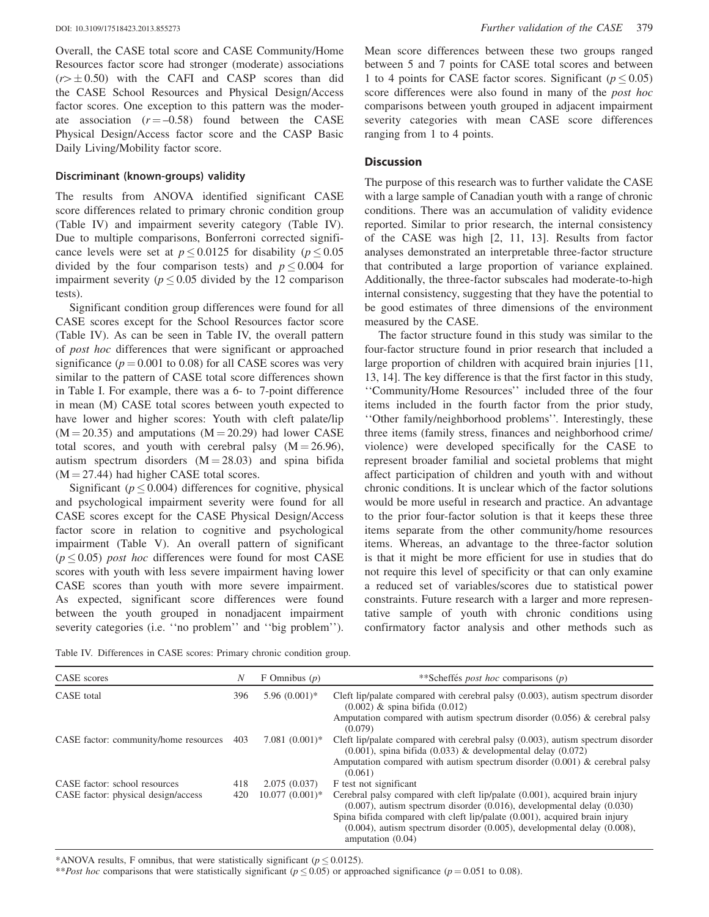Overall, the CASE total score and CASE Community/Home Resources factor score had stronger (moderate) associations ($r > \pm 0.50$) with the CAFI and CASP scores than did the CASE School Resources and Physical Design/Access factor scores. One exception to this pattern was the moderate association ($r = -0.58$) found between the CASE Physical Design/Access factor score and the CASP Basic Daily Living/Mobility factor score.

### Discriminant (known-groups) validity

The results from ANOVA identified significant CASE score differences related to primary chronic condition group (Table IV) and impairment severity category (Table IV). Due to multiple comparisons, Bonferroni corrected significance levels were set at $p \leq 0.0125$ for disability ($p \leq 0.05$ divided by the four comparison tests) and $p \leq 0.004$ for impairment severity ($p \leq 0.05$ divided by the 12 comparison tests).

Significant condition group differences were found for all CASE scores except for the School Resources factor score (Table IV). As can be seen in Table IV, the overall pattern of *post hoc* differences that were significant or approached significance ($p = 0.001$ to 0.08) for all CASE scores was very similar to the pattern of CASE total score differences shown in Table I. For example, there was a 6- to 7-point difference in mean (M) CASE total scores between youth expected to have lower and higher scores: Youth with cleft palate/lip ($M = 20.35$) and amputations ($M = 20.29$) had lower CASE total scores, and youth with cerebral palsy ($M = 26.96$), autism spectrum disorders ($M = 28.03$) and spina bifida ($M = 27.44$) had higher CASE total scores.

Significant ($p \leq 0.004$) differences for cognitive, physical and psychological impairment severity were found for all CASE scores except for the CASE Physical Design/Access factor score in relation to cognitive and psychological impairment (Table V). An overall pattern of significant ($p \leq 0.05$) *post hoc* differences were found for most CASE scores with youth with less severe impairment having lower CASE scores than youth with more severe impairment. As expected, significant score differences were found between the youth grouped in nonadjacent impairment severity categories (i.e. ''no problem'' and ''big problem''). Mean score differences between these two groups ranged between 5 and 7 points for CASE total scores and between 1 to 4 points for CASE factor scores. Significant ($p \leq 0.05$) score differences were also found in many of the *post hoc* comparisons between youth grouped in adjacent impairment severity categories with mean CASE score differences ranging from 1 to 4 points.

## Discussion

The purpose of this research was to further validate the CASE with a large sample of Canadian youth with a range of chronic conditions. There was an accumulation of validity evidence reported. Similar to prior research, the internal consistency of the CASE was high [2, 11, 13]. Results from factor analyses demonstrated an interpretable three-factor structure that contributed a large proportion of variance explained. Additionally, the three-factor subscales had moderate-to-high internal consistency, suggesting that they have the potential to be good estimates of three dimensions of the environment measured by the CASE.

The factor structure found in this study was similar to the four-factor structure found in prior research that included a large proportion of children with acquired brain injuries [11, 13, 14]. The key difference is that the first factor in this study, ''Community/Home Resources'' included three of the four items included in the fourth factor from the prior study, ''Other family/neighborhood problems''. Interestingly, these three items (family stress, finances and neighborhood crime/violence) were developed specifically for the CASE to represent broader familial and societal problems that might affect participation of children and youth with and without chronic conditions. It is unclear which of the factor solutions would be more useful in research and practice. An advantage to the prior four-factor solution is that it keeps these three items separate from the other community/home resources items. Whereas, an advantage to the three-factor solution is that it might be more efficient for use in studies that do not require this level of specificity or that can only examine a reduced set of variables/scores due to statistical power constraints. Future research with a larger and more representative sample of youth with chronic conditions using confirmatory factor analysis and other methods such as

Table IV. Differences in CASE scores: Primary chronic condition group.

| CASE scores | *N* | F Omnibus (*p*) | **Scheffés *post hoc* comparisons (*p*) |
|---|---|---|---|
| CASE total | 396 | 5.96 (0.001)* | Cleft lip/palate compared with cerebral palsy (0.003), autism spectrum disorder (0.002) & spina bifida (0.012)<br>Amputation compared with autism spectrum disorder (0.056) & cerebral palsy (0.079) |
| CASE factor: community/home resources | 403 | 7.081 (0.001)* | Cleft lip/palate compared with cerebral palsy (0.003), autism spectrum disorder (0.001), spina bifida (0.033) & developmental delay (0.072)<br>Amputation compared with autism spectrum disorder (0.001) & cerebral palsy (0.061) |
| CASE factor: school resources | 418 | 2.075 (0.037) | F test not significant |
| CASE factor: physical design/access | 420 | 10.077 (0.001)* | Cerebral palsy compared with cleft lip/palate (0.001), acquired brain injury (0.007), autism spectrum disorder (0.016), developmental delay (0.030)<br>Spina bifida compared with cleft lip/palate (0.001), acquired brain injury (0.004), autism spectrum disorder (0.005), developmental delay (0.008), amputation (0.04) |

*ANOVA results, F omnibus, that were statistically significant ($p \leq 0.0125$).
***Post hoc* comparisons that were statistically significant ($p \leq 0.05$) or approached significance ($p = 0.051$ to 0.08).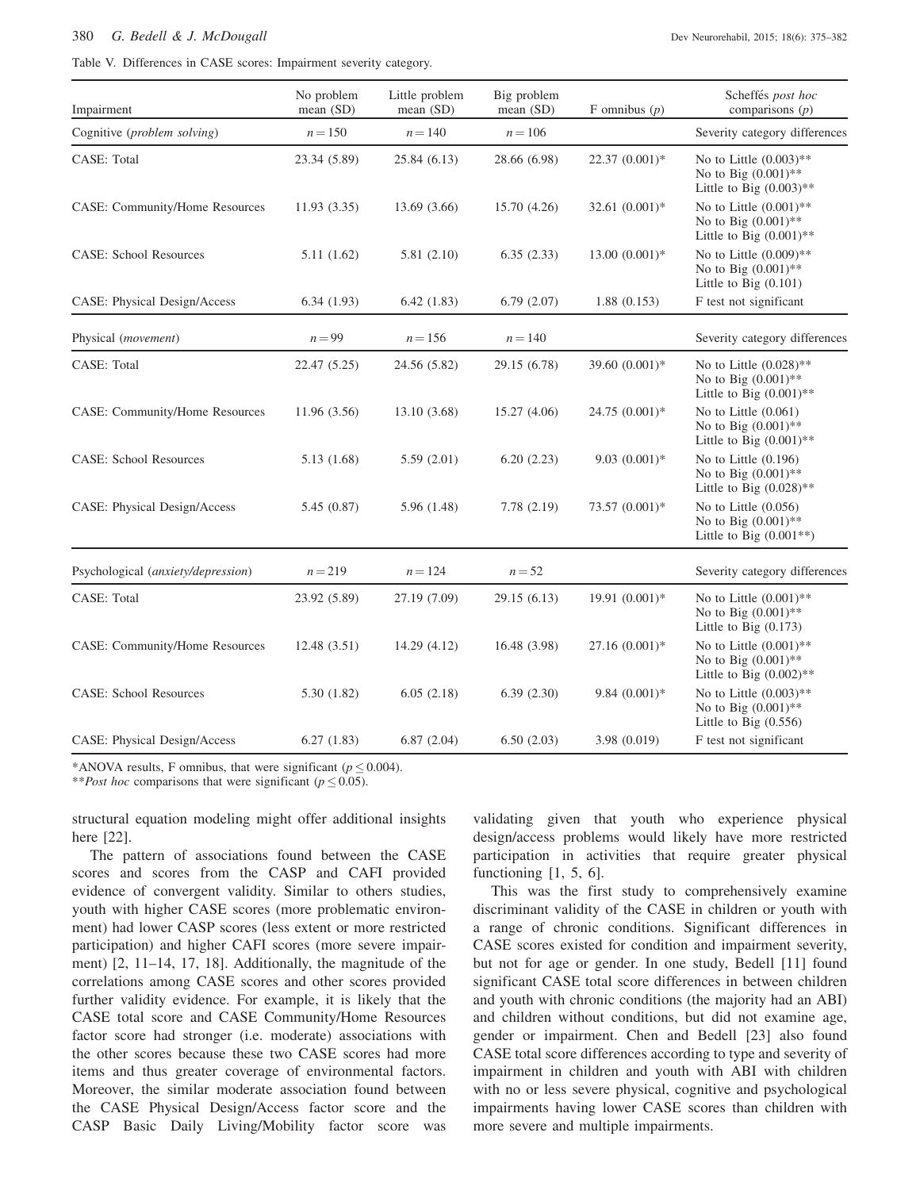Table V. Differences in CASE scores: Impairment severity category.

| Impairment | No problem mean (SD) | Little problem mean (SD) | Big problem mean (SD) | F omnibus (*p*) | Scheffés *post hoc* comparisons (*p*) |
|---|---|---|---|---|---|
| Cognitive (*problem solving*) | $n = 150$ | $n = 140$ | $n = 106$ | | Severity category differences |
| CASE: Total | 23.34 (5.89) | 25.84 (6.13) | 28.66 (6.98) | 22.37 (0.001)* | No to Little (0.003)** No to Big (0.001)** Little to Big (0.003)** |
| CASE: Community/Home Resources | 11.93 (3.35) | 13.69 (3.66) | 15.70 (4.26) | 32.61 (0.001)* | No to Little (0.001)** No to Big (0.001)** Little to Big (0.001)** |
| CASE: School Resources | 5.11 (1.62) | 5.81 (2.10) | 6.35 (2.33) | 13.00 (0.001)* | No to Little (0.009)** No to Big (0.001)** Little to Big (0.101) |
| CASE: Physical Design/Access | 6.34 (1.93) | 6.42 (1.83) | 6.79 (2.07) | 1.88 (0.153) | F test not significant |
| Physical (*movement*) | $n = 99$ | $n = 156$ | $n = 140$ | | Severity category differences |
| CASE: Total | 22.47 (5.25) | 24.56 (5.82) | 29.15 (6.78) | 39.60 (0.001)* | No to Little (0.028)** No to Big (0.001)** Little to Big (0.001)** |
| CASE: Community/Home Resources | 11.96 (3.56) | 13.10 (3.68) | 15.27 (4.06) | 24.75 (0.001)* | No to Little (0.061) No to Big (0.001)** Little to Big (0.001)** |
| CASE: School Resources | 5.13 (1.68) | 5.59 (2.01) | 6.20 (2.23) | 9.03 (0.001)* | No to Little (0.196) No to Big (0.001)** Little to Big (0.028)** |
| CASE: Physical Design/Access | 5.45 (0.87) | 5.96 (1.48) | 7.78 (2.19) | 73.57 (0.001)* | No to Little (0.056) No to Big (0.001)** Little to Big (0.001**) |
| Psychological (*anxiety/depression*) | $n = 219$ | $n = 124$ | $n = 52$ | | Severity category differences |
| CASE: Total | 23.92 (5.89) | 27.19 (7.09) | 29.15 (6.13) | 19.91 (0.001)* | No to Little (0.001)** No to Big (0.001)** Little to Big (0.173) |
| CASE: Community/Home Resources | 12.48 (3.51) | 14.29 (4.12) | 16.48 (3.98) | 27.16 (0.001)* | No to Little (0.001)** No to Big (0.001)** Little to Big (0.002)** |
| CASE: School Resources | 5.30 (1.82) | 6.05 (2.18) | 6.39 (2.30) | 9.84 (0.001)* | No to Little (0.003)** No to Big (0.001)** Little to Big (0.556) |
| CASE: Physical Design/Access | 6.27 (1.83) | 6.87 (2.04) | 6.50 (2.03) | 3.98 (0.019) | F test not significant |

*ANOVA results, F omnibus, that were significant ($p \leq 0.004$).
***Post hoc* comparisons that were significant ($p \leq 0.05$).

structural equation modeling might offer additional insights here [22].

The pattern of associations found between the CASE scores and scores from the CASP and CAFI provided evidence of convergent validity. Similar to others studies, youth with higher CASE scores (more problematic environment) had lower CASP scores (less extent or more restricted participation) and higher CAFI scores (more severe impairment) [2, 11–14, 17, 18]. Additionally, the magnitude of the correlations among CASE scores and other scores provided further validity evidence. For example, it is likely that the CASE total score and CASE Community/Home Resources factor score had stronger (i.e. moderate) associations with the other scores because these two CASE scores had more items and thus greater coverage of environmental factors. Moreover, the similar moderate association found between the CASE Physical Design/Access factor score and the CASP Basic Daily Living/Mobility factor score was validating given that youth who experience physical design/access problems would likely have more restricted participation in activities that require greater physical functioning [1, 5, 6].

This was the first study to comprehensively examine discriminant validity of the CASE in children or youth with a range of chronic conditions. Significant differences in CASE scores existed for condition and impairment severity, but not for age or gender. In one study, Bedell [11] found significant CASE total score differences in between children and youth with chronic conditions (the majority had an ABI) and children without conditions, but did not examine age, gender or impairment. Chen and Bedell [23] also found CASE total score differences according to type and severity of impairment in children and youth with ABI with children with no or less severe physical, cognitive and psychological impairments having lower CASE scores than children with more severe and multiple impairments.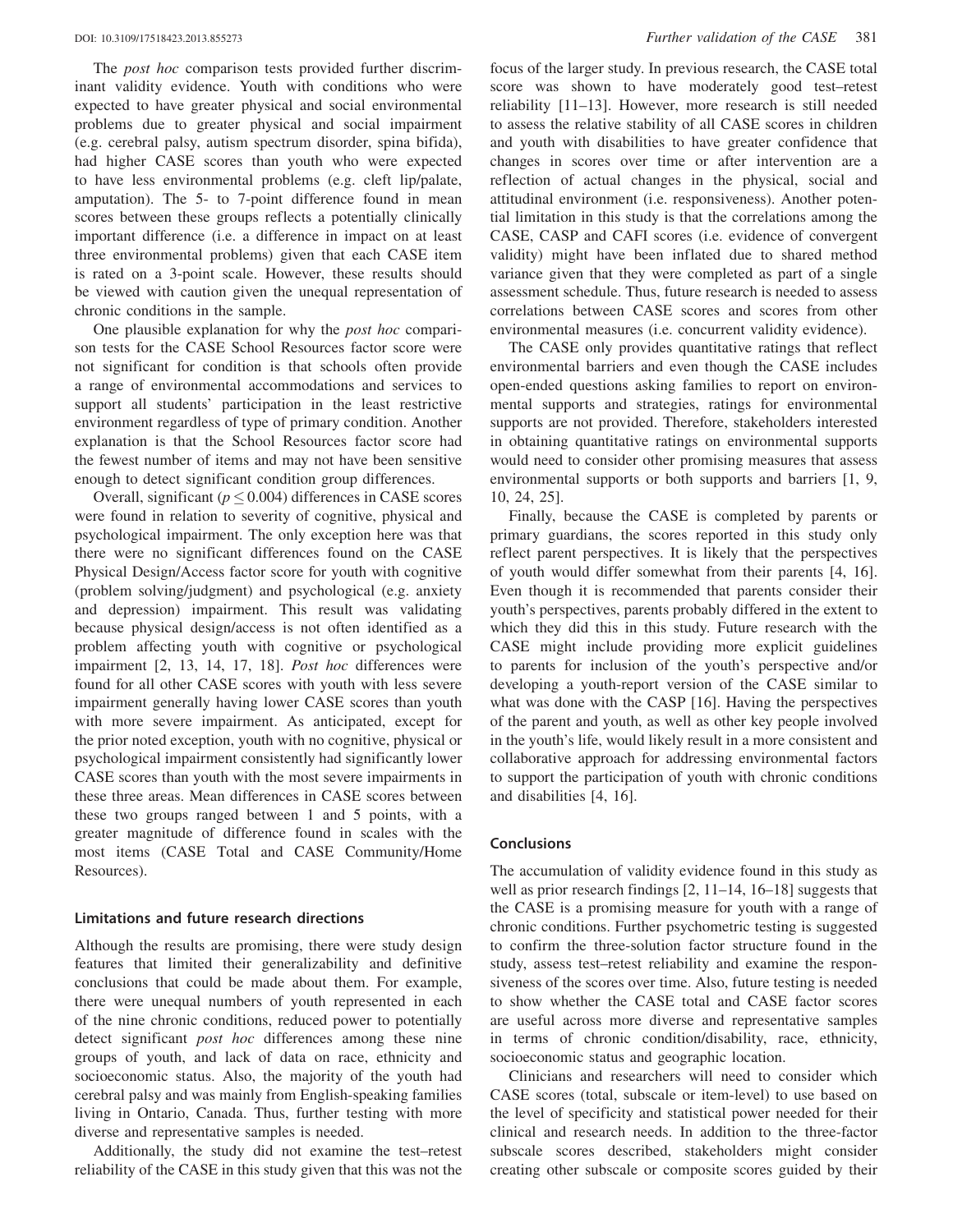The *post hoc* comparison tests provided further discriminant validity evidence. Youth with conditions who were expected to have greater physical and social environmental problems due to greater physical and social impairment (e.g. cerebral palsy, autism spectrum disorder, spina bifida), had higher CASE scores than youth who were expected to have less environmental problems (e.g. cleft lip/palate, amputation). The 5- to 7-point difference found in mean scores between these groups reflects a potentially clinically important difference (i.e. a difference in impact on at least three environmental problems) given that each CASE item is rated on a 3-point scale. However, these results should be viewed with caution given the unequal representation of chronic conditions in the sample.

One plausible explanation for why the *post hoc* comparison tests for the CASE School Resources factor score were not significant for condition is that schools often provide a range of environmental accommodations and services to support all students' participation in the least restrictive environment regardless of type of primary condition. Another explanation is that the School Resources factor score had the fewest number of items and may not have been sensitive enough to detect significant condition group differences.

Overall, significant ($p \leq 0.004$) differences in CASE scores were found in relation to severity of cognitive, physical and psychological impairment. The only exception here was that there were no significant differences found on the CASE Physical Design/Access factor score for youth with cognitive (problem solving/judgment) and psychological (e.g. anxiety and depression) impairment. This result was validating because physical design/access is not often identified as a problem affecting youth with cognitive or psychological impairment [2, 13, 14, 17, 18]. *Post hoc* differences were found for all other CASE scores with youth with less severe impairment generally having lower CASE scores than youth with more severe impairment. As anticipated, except for the prior noted exception, youth with no cognitive, physical or psychological impairment consistently had significantly lower CASE scores than youth with the most severe impairments in these three areas. Mean differences in CASE scores between these two groups ranged between 1 and 5 points, with a greater magnitude of difference found in scales with the most items (CASE Total and CASE Community/Home Resources).

## Limitations and future research directions

Although the results are promising, there were study design features that limited their generalizability and definitive conclusions that could be made about them. For example, there were unequal numbers of youth represented in each of the nine chronic conditions, reduced power to potentially detect significant *post hoc* differences among these nine groups of youth, and lack of data on race, ethnicity and socioeconomic status. Also, the majority of the youth had cerebral palsy and was mainly from English-speaking families living in Ontario, Canada. Thus, further testing with more diverse and representative samples is needed.

Additionally, the study did not examine the test–retest reliability of the CASE in this study given that this was not the focus of the larger study. In previous research, the CASE total score was shown to have moderately good test–retest reliability [11–13]. However, more research is still needed to assess the relative stability of all CASE scores in children and youth with disabilities to have greater confidence that changes in scores over time or after intervention are a reflection of actual changes in the physical, social and attitudinal environment (i.e. responsiveness). Another potential limitation in this study is that the correlations among the CASE, CASP and CAFI scores (i.e. evidence of convergent validity) might have been inflated due to shared method variance given that they were completed as part of a single assessment schedule. Thus, future research is needed to assess correlations between CASE scores and scores from other environmental measures (i.e. concurrent validity evidence).

The CASE only provides quantitative ratings that reflect environmental barriers and even though the CASE includes open-ended questions asking families to report on environmental supports and strategies, ratings for environmental supports are not provided. Therefore, stakeholders interested in obtaining quantitative ratings on environmental supports would need to consider other promising measures that assess environmental supports or both supports and barriers [1, 9, 10, 24, 25].

Finally, because the CASE is completed by parents or primary guardians, the scores reported in this study only reflect parent perspectives. It is likely that the perspectives of youth would differ somewhat from their parents [4, 16]. Even though it is recommended that parents consider their youth's perspectives, parents probably differed in the extent to which they did this in this study. Future research with the CASE might include providing more explicit guidelines to parents for inclusion of the youth's perspective and/or developing a youth-report version of the CASE similar to what was done with the CASP [16]. Having the perspectives of the parent and youth, as well as other key people involved in the youth's life, would likely result in a more consistent and collaborative approach for addressing environmental factors to support the participation of youth with chronic conditions and disabilities [4, 16].

## Conclusions

The accumulation of validity evidence found in this study as well as prior research findings [2, 11–14, 16–18] suggests that the CASE is a promising measure for youth with a range of chronic conditions. Further psychometric testing is suggested to confirm the three-solution factor structure found in the study, assess test–retest reliability and examine the responsiveness of the scores over time. Also, future testing is needed to show whether the CASE total and CASE factor scores are useful across more diverse and representative samples in terms of chronic condition/disability, race, ethnicity, socioeconomic status and geographic location.

Clinicians and researchers will need to consider which CASE scores (total, subscale or item-level) to use based on the level of specificity and statistical power needed for their clinical and research needs. In addition to the three-factor subscale scores described, stakeholders might consider creating other subscale or composite scores guided by their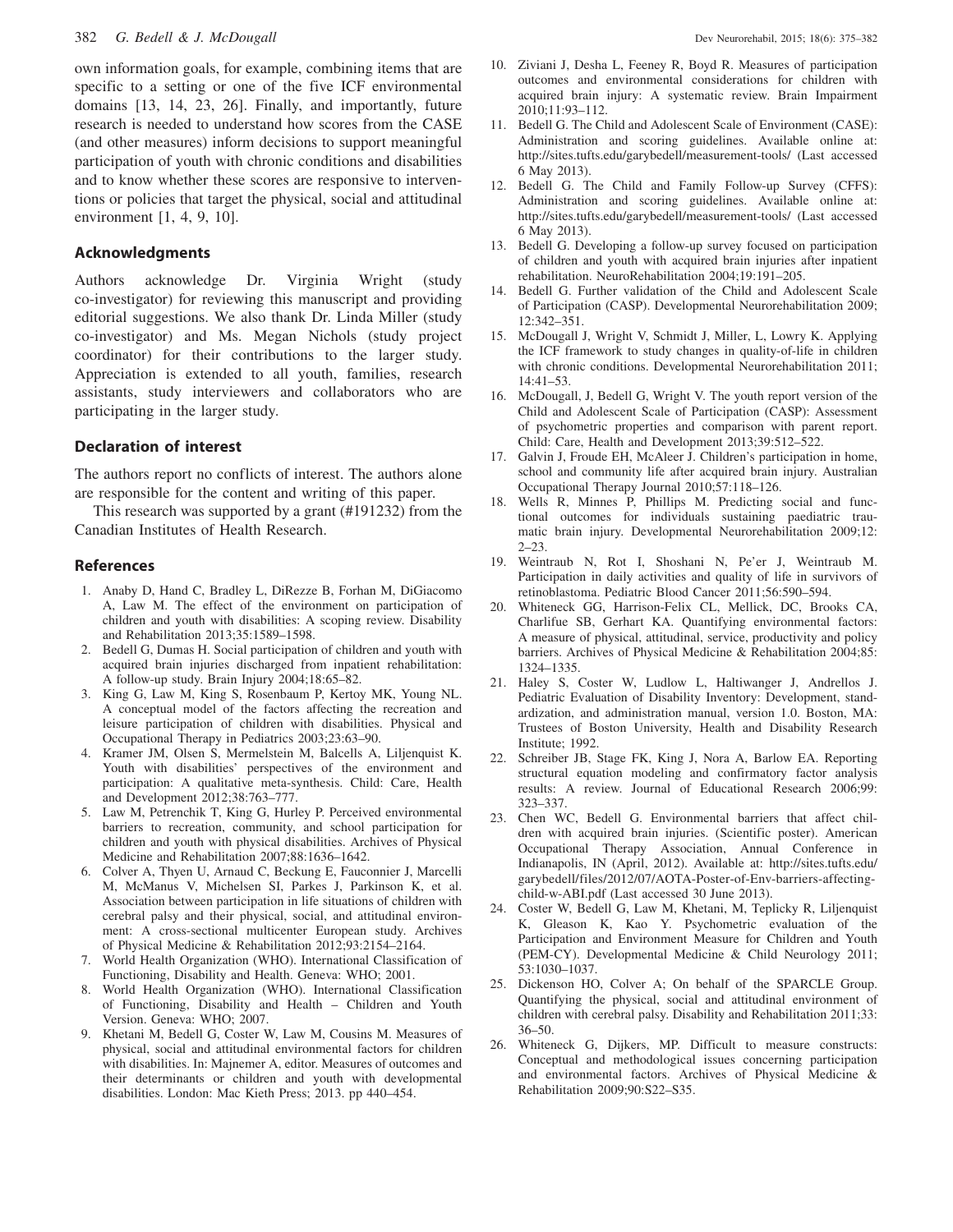own information goals, for example, combining items that are specific to a setting or one of the five ICF environmental domains [13, 14, 23, 26]. Finally, and importantly, future research is needed to understand how scores from the CASE (and other measures) inform decisions to support meaningful participation of youth with chronic conditions and disabilities and to know whether these scores are responsive to interventions or policies that target the physical, social and attitudinal environment [1, 4, 9, 10].

## Acknowledgments

Authors acknowledge Dr. Virginia Wright (study co-investigator) for reviewing this manuscript and providing editorial suggestions. We also thank Dr. Linda Miller (study co-investigator) and Ms. Megan Nichols (study project coordinator) for their contributions to the larger study. Appreciation is extended to all youth, families, research assistants, study interviewers and collaborators who are participating in the larger study.

## Declaration of interest

The authors report no conflicts of interest. The authors alone are responsible for the content and writing of this paper.

This research was supported by a grant (#191232) from the Canadian Institutes of Health Research.

## References

1. Anaby D, Hand C, Bradley L, DiRezze B, Forhan M, DiGiacomo A, Law M. The effect of the environment on participation of children and youth with disabilities: A scoping review. Disability and Rehabilitation 2013;35:1589–1598.
2. Bedell G, Dumas H. Social participation of children and youth with acquired brain injuries discharged from inpatient rehabilitation: A follow-up study. Brain Injury 2004;18:65–82.
3. King G, Law M, King S, Rosenbaum P, Kertoy MK, Young NL. A conceptual model of the factors affecting the recreation and leisure participation of children with disabilities. Physical and Occupational Therapy in Pediatrics 2003;23:63–90.
4. Kramer JM, Olsen S, Mermelstein M, Balcells A, Liljenquist K. Youth with disabilities' perspectives of the environment and participation: A qualitative meta-synthesis. Child: Care, Health and Development 2012;38:763–777.
5. Law M, Petrenchik T, King G, Hurley P. Perceived environmental barriers to recreation, community, and school participation for children and youth with physical disabilities. Archives of Physical Medicine and Rehabilitation 2007;88:1636–1642.
6. Colver A, Thyen U, Arnaud C, Beckung E, Fauconnier J, Marcelli M, McManus V, Michelsen SI, Parkes J, Parkinson K, et al. Association between participation in life situations of children with cerebral palsy and their physical, social, and attitudinal environment: A cross-sectional multicenter European study. Archives of Physical Medicine & Rehabilitation 2012;93:2154–2164.
7. World Health Organization (WHO). International Classification of Functioning, Disability and Health. Geneva: WHO; 2001.
8. World Health Organization (WHO). International Classification of Functioning, Disability and Health – Children and Youth Version. Geneva: WHO; 2007.
9. Khetani M, Bedell G, Coster W, Law M, Cousins M. Measures of physical, social and attitudinal environmental factors for children with disabilities. In: Majnemer A, editor. Measures of outcomes and their determinants or children and youth with developmental disabilities. London: Mac Kieth Press; 2013. pp 440–454.
10. Ziviani J, Desha L, Feeney R, Boyd R. Measures of participation outcomes and environmental considerations for children with acquired brain injury: A systematic review. Brain Impairment 2010;11:93–112.
11. Bedell G. The Child and Adolescent Scale of Environment (CASE): Administration and scoring guidelines. Available online at: http://sites.tufts.edu/garybedell/measurement-tools/ (Last accessed 6 May 2013).
12. Bedell G. The Child and Family Follow-up Survey (CFFS): Administration and scoring guidelines. Available online at: http://sites.tufts.edu/garybedell/measurement-tools/ (Last accessed 6 May 2013).
13. Bedell G. Developing a follow-up survey focused on participation of children and youth with acquired brain injuries after inpatient rehabilitation. NeuroRehabilitation 2004;19:191–205.
14. Bedell G. Further validation of the Child and Adolescent Scale of Participation (CASP). Developmental Neurorehabilitation 2009; 12:342–351.
15. McDougall J, Wright V, Schmidt J, Miller, L, Lowry K. Applying the ICF framework to study changes in quality-of-life in children with chronic conditions. Developmental Neurorehabilitation 2011; 14:41–53.
16. McDougall, J, Bedell G, Wright V. The youth report version of the Child and Adolescent Scale of Participation (CASP): Assessment of psychometric properties and comparison with parent report. Child: Care, Health and Development 2013;39:512–522.
17. Galvin J, Froude EH, McAleer J. Children's participation in home, school and community life after acquired brain injury. Australian Occupational Therapy Journal 2010;57:118–126.
18. Wells R, Minnes P, Phillips M. Predicting social and functional outcomes for individuals sustaining paediatric traumatic brain injury. Developmental Neurorehabilitation 2009;12: 2–23.
19. Weintraub N, Rot I, Shoshani N, Pe'er J, Weintraub M. Participation in daily activities and quality of life in survivors of retinoblastoma. Pediatric Blood Cancer 2011;56:590–594.
20. Whiteneck GG, Harrison-Felix CL, Mellick, DC, Brooks CA, Charlifue SB, Gerhart KA. Quantifying environmental factors: A measure of physical, attitudinal, service, productivity and policy barriers. Archives of Physical Medicine & Rehabilitation 2004;85: 1324–1335.
21. Haley S, Coster W, Ludlow L, Haltiwanger J, Andrellos J. Pediatric Evaluation of Disability Inventory: Development, standardization, and administration manual, version 1.0. Boston, MA: Trustees of Boston University, Health and Disability Research Institute; 1992.
22. Schreiber JB, Stage FK, King J, Nora A, Barlow EA. Reporting structural equation modeling and confirmatory factor analysis results: A review. Journal of Educational Research 2006;99: 323–337.
23. Chen WC, Bedell G. Environmental barriers that affect children with acquired brain injuries. (Scientific poster). American Occupational Therapy Association, Annual Conference in Indianapolis, IN (April, 2012). Available at: http://sites.tufts.edu/garybedell/files/2012/07/AOTA-Poster-of-Env-barriers-affecting-child-w-ABI.pdf (Last accessed 30 June 2013).
24. Coster W, Bedell G, Law M, Khetani, M, Teplicky R, Liljenquist K, Gleason K, Kao Y. Psychometric evaluation of the Participation and Environment Measure for Children and Youth (PEM-CY). Developmental Medicine & Child Neurology 2011; 53:1030–1037.
25. Dickenson HO, Colver A; On behalf of the SPARCLE Group. Quantifying the physical, social and attitudinal environment of children with cerebral palsy. Disability and Rehabilitation 2011;33: 36–50.
26. Whiteneck G, Dijkers, MP. Difficult to measure constructs: Conceptual and methodological issues concerning participation and environmental factors. Archives of Physical Medicine & Rehabilitation 2009;90:S22–S35.